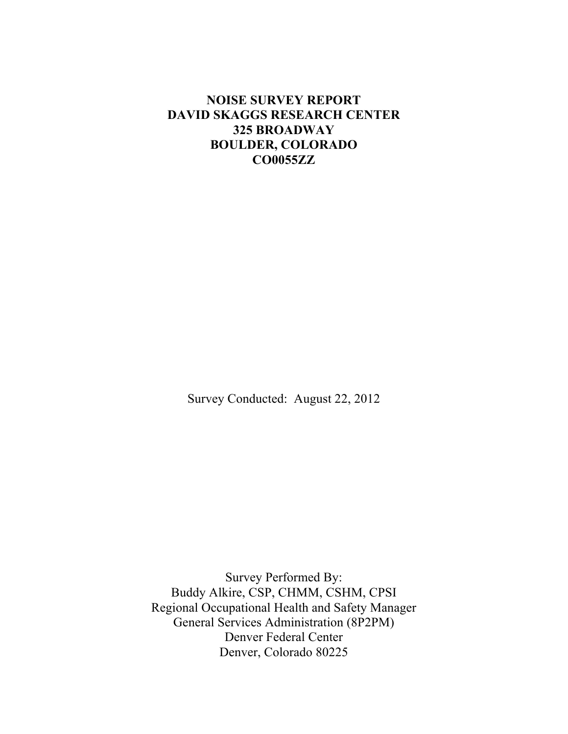# NOISE SURVEY REPORT
# DAVID SKAGGS RESEARCH CENTER
# 325 BROADWAY
# BOULDER, COLORADO
# CO0055ZZ

Survey Conducted: August 22, 2012

Survey Performed By:
Buddy Alkire, CSP, CHMM, CSHM, CPSI
Regional Occupational Health and Safety Manager
General Services Administration (8P2PM)
Denver Federal Center
Denver, Colorado 80225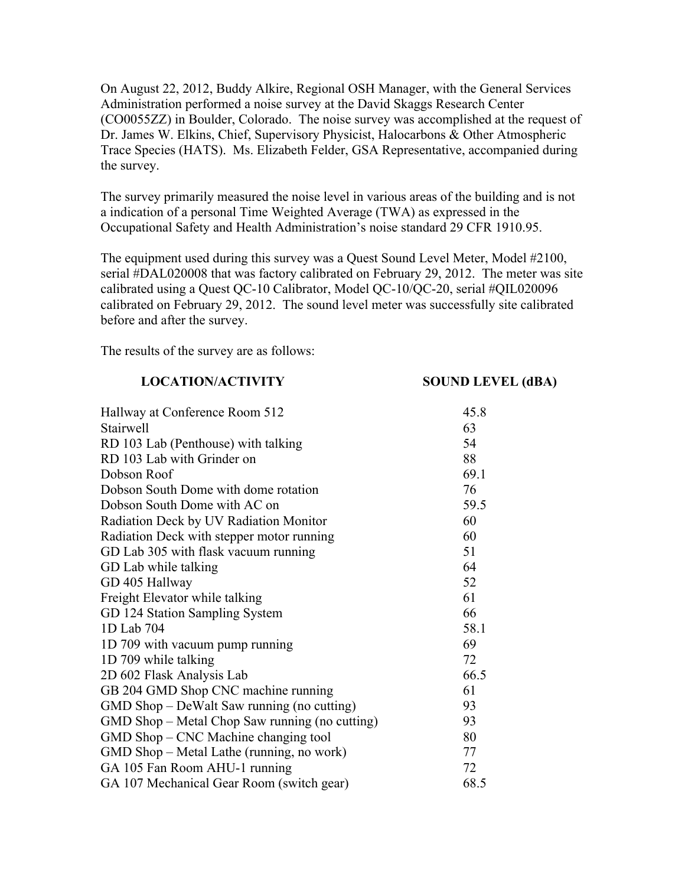On August 22, 2012, Buddy Alkire, Regional OSH Manager, with the General Services Administration performed a noise survey at the David Skaggs Research Center (CO0055ZZ) in Boulder, Colorado. The noise survey was accomplished at the request of Dr. James W. Elkins, Chief, Supervisory Physicist, Halocarbons & Other Atmospheric Trace Species (HATS). Ms. Elizabeth Felder, GSA Representative, accompanied during the survey.

The survey primarily measured the noise level in various areas of the building and is not a indication of a personal Time Weighted Average (TWA) as expressed in the Occupational Safety and Health Administration's noise standard 29 CFR 1910.95.

The equipment used during this survey was a Quest Sound Level Meter, Model #2100, serial #DAL020008 that was factory calibrated on February 29, 2012. The meter was site calibrated using a Quest QC-10 Calibrator, Model QC-10/QC-20, serial #QIL020096 calibrated on February 29, 2012. The sound level meter was successfully site calibrated before and after the survey.

The results of the survey are as follows:

| LOCATION/ACTIVITY | SOUND LEVEL (dBA) |
|---|---|
| Hallway at Conference Room 512 | 45.8 |
| Stairwell | 63 |
| RD 103 Lab (Penthouse) with talking | 54 |
| RD 103 Lab with Grinder on | 88 |
| Dobson Roof | 69.1 |
| Dobson South Dome with dome rotation | 76 |
| Dobson South Dome with AC on | 59.5 |
| Radiation Deck by UV Radiation Monitor | 60 |
| Radiation Deck with stepper motor running | 60 |
| GD Lab 305 with flask vacuum running | 51 |
| GD Lab while talking | 64 |
| GD 405 Hallway | 52 |
| Freight Elevator while talking | 61 |
| GD 124 Station Sampling System | 66 |
| 1D Lab 704 | 58.1 |
| 1D 709 with vacuum pump running | 69 |
| 1D 709 while talking | 72 |
| 2D 602 Flask Analysis Lab | 66.5 |
| GB 204 GMD Shop CNC machine running | 61 |
| GMD Shop – DeWalt Saw running (no cutting) | 93 |
| GMD Shop – Metal Chop Saw running (no cutting) | 93 |
| GMD Shop – CNC Machine changing tool | 80 |
| GMD Shop – Metal Lathe (running, no work) | 77 |
| GA 105 Fan Room AHU-1 running | 72 |
| GA 107 Mechanical Gear Room (switch gear) | 68.5 |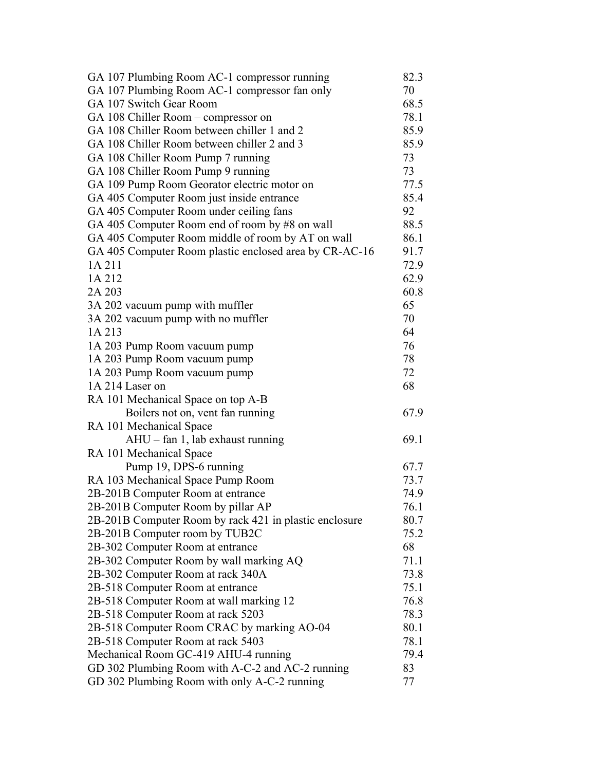| | |
|---|---|
| GA 107 Plumbing Room AC-1 compressor running | 82.3 |
| GA 107 Plumbing Room AC-1 compressor fan only | 70 |
| GA 107 Switch Gear Room | 68.5 |
| GA 108 Chiller Room – compressor on | 78.1 |
| GA 108 Chiller Room between chiller 1 and 2 | 85.9 |
| GA 108 Chiller Room between chiller 2 and 3 | 85.9 |
| GA 108 Chiller Room Pump 7 running | 73 |
| GA 108 Chiller Room Pump 9 running | 73 |
| GA 109 Pump Room Georator electric motor on | 77.5 |
| GA 405 Computer Room just inside entrance | 85.4 |
| GA 405 Computer Room under ceiling fans | 92 |
| GA 405 Computer Room end of room by #8 on wall | 88.5 |
| GA 405 Computer Room middle of room by AT on wall | 86.1 |
| GA 405 Computer Room plastic enclosed area by CR-AC-16 | 91.7 |
| 1A 211 | 72.9 |
| 1A 212 | 62.9 |
| 2A 203 | 60.8 |
| 3A 202 vacuum pump with muffler | 65 |
| 3A 202 vacuum pump with no muffler | 70 |
| 1A 213 | 64 |
| 1A 203 Pump Room vacuum pump | 76 |
| 1A 203 Pump Room vacuum pump | 78 |
| 1A 203 Pump Room vacuum pump | 72 |
| 1A 214 Laser on | 68 |
| RA 101 Mechanical Space on top A-B Boilers not on, vent fan running | 67.9 |
| RA 101 Mechanical Space AHU – fan 1, lab exhaust running | 69.1 |
| RA 101 Mechanical Space Pump 19, DPS-6 running | 67.7 |
| RA 103 Mechanical Space Pump Room | 73.7 |
| 2B-201B Computer Room at entrance | 74.9 |
| 2B-201B Computer Room by pillar AP | 76.1 |
| 2B-201B Computer Room by rack 421 in plastic enclosure | 80.7 |
| 2B-201B Computer room by TUB2C | 75.2 |
| 2B-302 Computer Room at entrance | 68 |
| 2B-302 Computer Room by wall marking AQ | 71.1 |
| 2B-302 Computer Room at rack 340A | 73.8 |
| 2B-518 Computer Room at entrance | 75.1 |
| 2B-518 Computer Room at wall marking 12 | 76.8 |
| 2B-518 Computer Room at rack 5203 | 78.3 |
| 2B-518 Computer Room CRAC by marking AO-04 | 80.1 |
| 2B-518 Computer Room at rack 5403 | 78.1 |
| Mechanical Room GC-419 AHU-4 running | 79.4 |
| GD 302 Plumbing Room with A-C-2 and AC-2 running | 83 |
| GD 302 Plumbing Room with only A-C-2 running | 77 |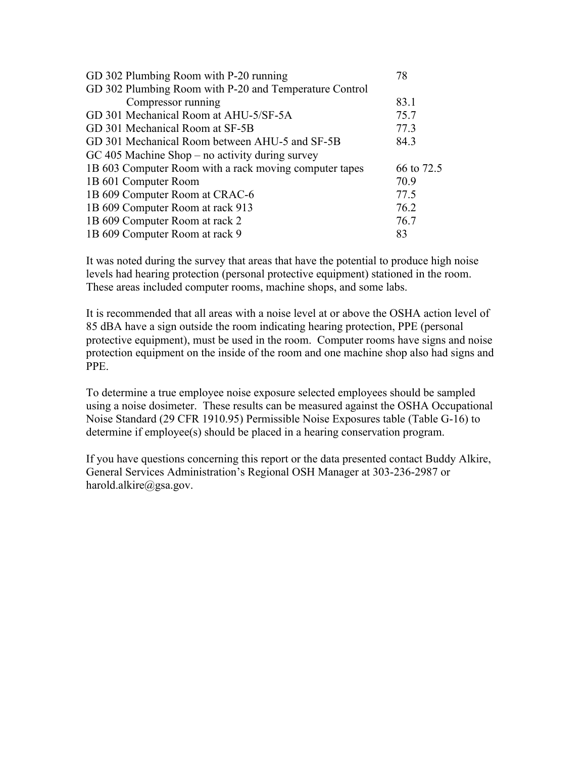| | |
|---|---|
| GD 302 Plumbing Room with P-20 running | 78 |
| GD 302 Plumbing Room with P-20 and Temperature Control Compressor running | 83.1 |
| GD 301 Mechanical Room at AHU-5/SF-5A | 75.7 |
| GD 301 Mechanical Room at SF-5B | 77.3 |
| GD 301 Mechanical Room between AHU-5 and SF-5B | 84.3 |
| GC 405 Machine Shop – no activity during survey | |
| 1B 603 Computer Room with a rack moving computer tapes | 66 to 72.5 |
| 1B 601 Computer Room | 70.9 |
| 1B 609 Computer Room at CRAC-6 | 77.5 |
| 1B 609 Computer Room at rack 913 | 76.2 |
| 1B 609 Computer Room at rack 2 | 76.7 |
| 1B 609 Computer Room at rack 9 | 83 |

It was noted during the survey that areas that have the potential to produce high noise levels had hearing protection (personal protective equipment) stationed in the room. These areas included computer rooms, machine shops, and some labs.

It is recommended that all areas with a noise level at or above the OSHA action level of 85 dBA have a sign outside the room indicating hearing protection, PPE (personal protective equipment), must be used in the room. Computer rooms have signs and noise protection equipment on the inside of the room and one machine shop also had signs and PPE.

To determine a true employee noise exposure selected employees should be sampled using a noise dosimeter. These results can be measured against the OSHA Occupational Noise Standard (29 CFR 1910.95) Permissible Noise Exposures table (Table G-16) to determine if employee(s) should be placed in a hearing conservation program.

If you have questions concerning this report or the data presented contact Buddy Alkire, General Services Administration's Regional OSH Manager at 303-236-2987 or harold.alkire@gsa.gov.